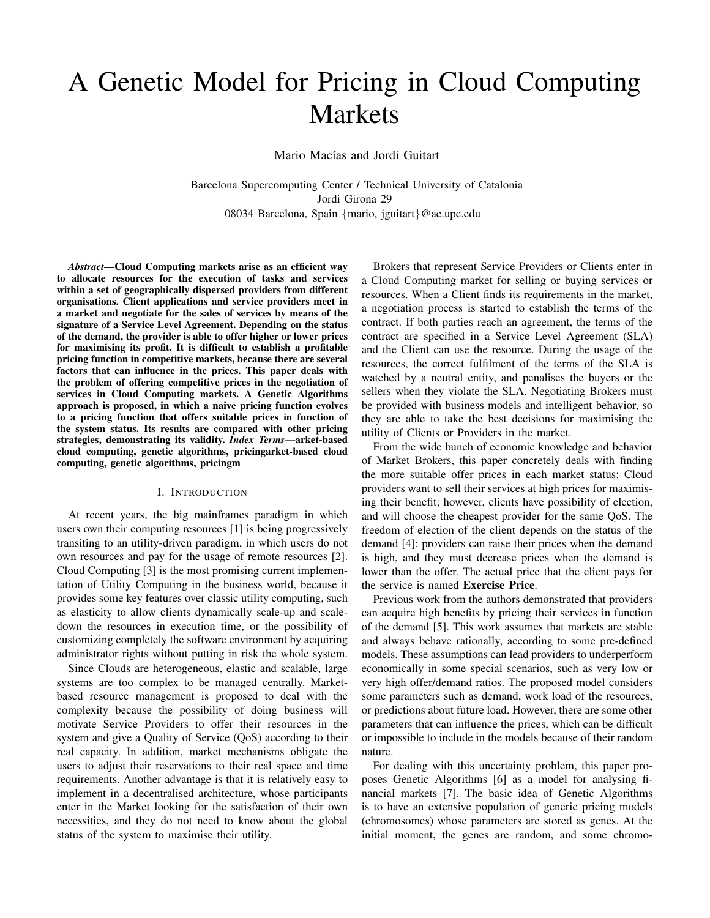# A Genetic Model for Pricing in Cloud Computing Markets

Mario Macías and Jordi Guitart

Barcelona Supercomputing Center / Technical University of Catalonia
Jordi Girona 29
08034 Barcelona, Spain {mario, jguitart}@ac.upc.edu

***Abstract*—Cloud Computing markets arise as an efficient way to allocate resources for the execution of tasks and services within a set of geographically dispersed providers from different organisations. Client applications and service providers meet in a market and negotiate for the sales of services by means of the signature of a Service Level Agreement. Depending on the status of the demand, the provider is able to offer higher or lower prices for maximising its profit. It is difficult to establish a profitable pricing function in competitive markets, because there are several factors that can influence in the prices. This paper deals with the problem of offering competitive prices in the negotiation of services in Cloud Computing markets. A Genetic Algorithms approach is proposed, in which a naive pricing function evolves to a pricing function that offers suitable prices in function of the system status. Its results are compared with other pricing strategies, demonstrating its validity. *Index Terms*—arket-based cloud computing, genetic algorithms, pricingarket-based cloud computing, genetic algorithms, pricingm**

## I. Introduction

At recent years, the big mainframes paradigm in which users own their computing resources [1] is being progressively transiting to an utility-driven paradigm, in which users do not own resources and pay for the usage of remote resources [2]. Cloud Computing [3] is the most promising current implementation of Utility Computing in the business world, because it provides some key features over classic utility computing, such as elasticity to allow clients dynamically scale-up and scale-down the resources in execution time, or the possibility of customizing completely the software environment by acquiring administrator rights without putting in risk the whole system.

Since Clouds are heterogeneous, elastic and scalable, large systems are too complex to be managed centrally. Market-based resource management is proposed to deal with the complexity because the possibility of doing business will motivate Service Providers to offer their resources in the system and give a Quality of Service (QoS) according to their real capacity. In addition, market mechanisms obligate the users to adjust their reservations to their real space and time requirements. Another advantage is that it is relatively easy to implement in a decentralised architecture, whose participants enter in the Market looking for the satisfaction of their own necessities, and they do not need to know about the global status of the system to maximise their utility.

Brokers that represent Service Providers or Clients enter in a Cloud Computing market for selling or buying services or resources. When a Client finds its requirements in the market, a negotiation process is started to establish the terms of the contract. If both parties reach an agreement, the terms of the contract are specified in a Service Level Agreement (SLA) and the Client can use the resource. During the usage of the resources, the correct fulfilment of the terms of the SLA is watched by a neutral entity, and penalises the buyers or the sellers when they violate the SLA. Negotiating Brokers must be provided with business models and intelligent behavior, so they are able to take the best decisions for maximising the utility of Clients or Providers in the market.

From the wide bunch of economic knowledge and behavior of Market Brokers, this paper concretely deals with finding the more suitable offer prices in each market status: Cloud providers want to sell their services at high prices for maximising their benefit; however, clients have possibility of election, and will choose the cheapest provider for the same QoS. The freedom of election of the client depends on the status of the demand [4]: providers can raise their prices when the demand is high, and they must decrease prices when the demand is lower than the offer. The actual price that the client pays for the service is named **Exercise Price**.

Previous work from the authors demonstrated that providers can acquire high benefits by pricing their services in function of the demand [5]. This work assumes that markets are stable and always behave rationally, according to some pre-defined models. These assumptions can lead providers to underperform economically in some special scenarios, such as very low or very high offer/demand ratios. The proposed model considers some parameters such as demand, work load of the resources, or predictions about future load. However, there are some other parameters that can influence the prices, which can be difficult or impossible to include in the models because of their random nature.

For dealing with this uncertainty problem, this paper proposes Genetic Algorithms [6] as a model for analysing financial markets [7]. The basic idea of Genetic Algorithms is to have an extensive population of generic pricing models (chromosomes) whose parameters are stored as genes. At the initial moment, the genes are random, and some chromo-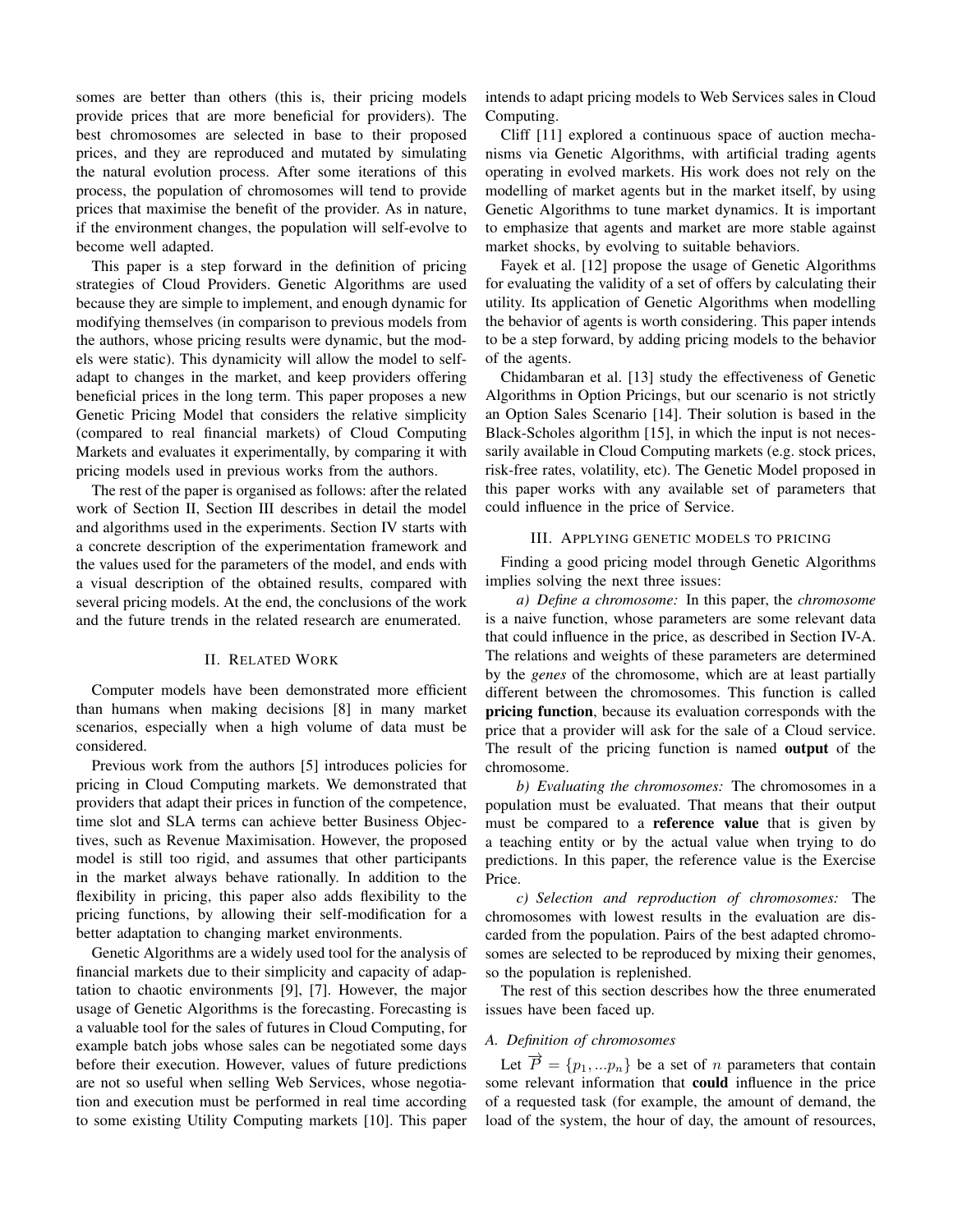somes are better than others (this is, their pricing models provide prices that are more beneficial for providers). The best chromosomes are selected in base to their proposed prices, and they are reproduced and mutated by simulating the natural evolution process. After some iterations of this process, the population of chromosomes will tend to provide prices that maximise the benefit of the provider. As in nature, if the environment changes, the population will self-evolve to become well adapted.

This paper is a step forward in the definition of pricing strategies of Cloud Providers. Genetic Algorithms are used because they are simple to implement, and enough dynamic for modifying themselves (in comparison to previous models from the authors, whose pricing results were dynamic, but the models were static). This dynamicity will allow the model to self-adapt to changes in the market, and keep providers offering beneficial prices in the long term. This paper proposes a new Genetic Pricing Model that considers the relative simplicity (compared to real financial markets) of Cloud Computing Markets and evaluates it experimentally, by comparing it with pricing models used in previous works from the authors.

The rest of the paper is organised as follows: after the related work of Section II, Section III describes in detail the model and algorithms used in the experiments. Section IV starts with a concrete description of the experimentation framework and the values used for the parameters of the model, and ends with a visual description of the obtained results, compared with several pricing models. At the end, the conclusions of the work and the future trends in the related research are enumerated.

## II. Related Work

Computer models have been demonstrated more efficient than humans when making decisions [8] in many market scenarios, especially when a high volume of data must be considered.

Previous work from the authors [5] introduces policies for pricing in Cloud Computing markets. We demonstrated that providers that adapt their prices in function of the competence, time slot and SLA terms can achieve better Business Objectives, such as Revenue Maximisation. However, the proposed model is still too rigid, and assumes that other participants in the market always behave rationally. In addition to the flexibility in pricing, this paper also adds flexibility to the pricing functions, by allowing their self-modification for a better adaptation to changing market environments.

Genetic Algorithms are a widely used tool for the analysis of financial markets due to their simplicity and capacity of adaptation to chaotic environments [9], [7]. However, the major usage of Genetic Algorithms is the forecasting. Forecasting is a valuable tool for the sales of futures in Cloud Computing, for example batch jobs whose sales can be negotiated some days before their execution. However, values of future predictions are not so useful when selling Web Services, whose negotiation and execution must be performed in real time according to some existing Utility Computing markets [10]. This paper intends to adapt pricing models to Web Services sales in Cloud Computing.

Cliff [11] explored a continuous space of auction mechanisms via Genetic Algorithms, with artificial trading agents operating in evolved markets. His work does not rely on the modelling of market agents but in the market itself, by using Genetic Algorithms to tune market dynamics. It is important to emphasize that agents and market are more stable against market shocks, by evolving to suitable behaviors.

Fayek et al. [12] propose the usage of Genetic Algorithms for evaluating the validity of a set of offers by calculating their utility. Its application of Genetic Algorithms when modelling the behavior of agents is worth considering. This paper intends to be a step forward, by adding pricing models to the behavior of the agents.

Chidambaran et al. [13] study the effectiveness of Genetic Algorithms in Option Pricings, but our scenario is not strictly an Option Sales Scenario [14]. Their solution is based in the Black-Scholes algorithm [15], in which the input is not necessarily available in Cloud Computing markets (e.g. stock prices, risk-free rates, volatility, etc). The Genetic Model proposed in this paper works with any available set of parameters that could influence in the price of Service.

## III. Applying genetic models to pricing

Finding a good pricing model through Genetic Algorithms implies solving the next three issues:

*a) Define a chromosome:* In this paper, the *chromosome* is a naive function, whose parameters are some relevant data that could influence in the price, as described in Section IV-A. The relations and weights of these parameters are determined by the *genes* of the chromosome, which are at least partially different between the chromosomes. This function is called **pricing function**, because its evaluation corresponds with the price that a provider will ask for the sale of a Cloud service. The result of the pricing function is named **output** of the chromosome.

*b) Evaluating the chromosomes:* The chromosomes in a population must be evaluated. That means that their output must be compared to a **reference value** that is given by a teaching entity or by the actual value when trying to do predictions. In this paper, the reference value is the Exercise Price.

*c) Selection and reproduction of chromosomes:* The chromosomes with lowest results in the evaluation are discarded from the population. Pairs of the best adapted chromosomes are selected to be reproduced by mixing their genomes, so the population is replenished.

The rest of this section describes how the three enumerated issues have been faced up.

### A. Definition of chromosomes

Let $\overrightarrow{P} = \{p_1, ...p_n\}$ be a set of $n$ parameters that contain some relevant information that **could** influence in the price of a requested task (for example, the amount of demand, the load of the system, the hour of day, the amount of resources,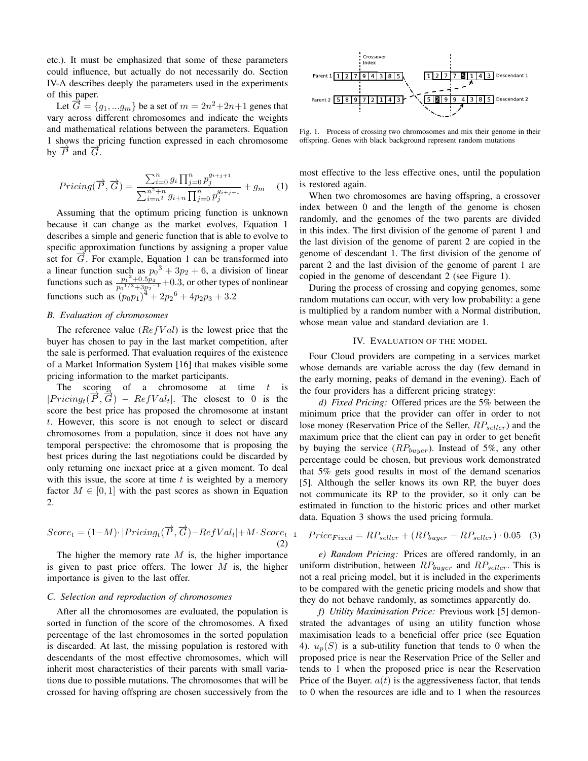etc.). It must be emphasized that some of these parameters could influence, but actually do not necessarily do. Section IV-A describes deeply the parameters used in the experiments of this paper.

Let $\overrightarrow{G} = \{g_1, ...g_m\}$ be a set of $m = 2n^2 + 2n + 1$ genes that vary across different chromosomes and indicate the weights and mathematical relations between the parameters. Equation 1 shows the pricing function expressed in each chromosome by $\overrightarrow{P}$ and $\overrightarrow{G}$.

$$Pricing(\overrightarrow{P}, \overrightarrow{G}) = \frac{\sum_{i=0}^{n} g_i \prod_{j=0}^{n} p_j^{g_{i+j+1}}}{\sum_{i=n^2}^{n^2+n} g_{i+n} \prod_{j=0}^{n} p_j^{g_{i+j+1}}} + g_m \quad (1)$$

Assuming that the optimum pricing function is unknown because it can change as the market evolves, Equation 1 describes a simple and generic function that is able to evolve to specific approximation functions by assigning a proper value set for $\overrightarrow{G}$. For example, Equation 1 can be transformed into a linear function such as $p_0{}^3 + 3p_2 + 6$, a division of linear functions such as $\frac{p_1{}^2 + 0.5p_4}{p_0{}^{1/3} + 3p_2{}^{-1}} + 0.3$, or other types of nonlinear functions such as $(p_0 p_1)^4 + 2p_2{}^6 + 4p_2 p_3 + 3.2$

### B. Evaluation of chromosomes

The reference value ($RefVal$) is the lowest price that the buyer has chosen to pay in the last market competition, after the sale is performed. That evaluation requires of the existence of a Market Information System [16] that makes visible some pricing information to the market participants.

The scoring of a chromosome at time $t$ is $|Pricing_t(\overrightarrow{P}, \overrightarrow{G}) - RefVal_t|$. The closest to 0 is the score the best price has proposed the chromosome at instant $t$. However, this score is not enough to select or discard chromosomes from a population, since it does not have any temporal perspective: the chromosome that is proposing the best prices during the last negotiations could be discarded by only returning one inexact price at a given moment. To deal with this issue, the score at time $t$ is weighted by a memory factor $M \in [0, 1]$ with the past scores as shown in Equation 2.

$$Score_t = (1-M) \cdot |Pricing_t(\overrightarrow{P}, \overrightarrow{G}) - RefVal_t| + M \cdot Score_{t-1} \quad (2)$$

The higher the memory rate $M$ is, the higher importance is given to past price offers. The lower $M$ is, the higher importance is given to the last offer.

### C. Selection and reproduction of chromosomes

After all the chromosomes are evaluated, the population is sorted in function of the score of the chromosomes. A fixed percentage of the last chromosomes in the sorted population is discarded. At last, the missing population is restored with descendants of the most effective chromosomes, which will inherit most characteristics of their parents with small variations due to possible mutations. The chromosomes that will be crossed for having offspring are chosen successively from the most effective to the less effective ones, until the population is restored again.

Fig. 1. Process of crossing two chromosomes and mix their genome in their offspring. Genes with black background represent random mutations

When two chromosomes are having offspring, a crossover index between 0 and the length of the genome is chosen randomly, and the genomes of the two parents are divided in this index. The first division of the genome of parent 1 and the last division of the genome of parent 2 are copied in the genome of descendant 1. The first division of the genome of parent 2 and the last division of the genome of parent 1 are copied in the genome of descendant 2 (see Figure 1).

During the process of crossing and copying genomes, some random mutations can occur, with very low probability: a gene is multiplied by a random number with a Normal distribution, whose mean value and standard deviation are 1.

## IV. Evaluation of the model

Four Cloud providers are competing in a services market whose demands are variable across the day (few demand in the early morning, peaks of demand in the evening). Each of the four providers has a different pricing strategy:

*d) Fixed Pricing:* Offered prices are the 5% between the minimum price that the provider can offer in order to not lose money (Reservation Price of the Seller, $RP_{seller}$) and the maximum price that the client can pay in order to get benefit by buying the service ($RP_{buyer}$). Instead of 5%, any other percentage could be chosen, but previous work demonstrated that 5% gets good results in most of the demand scenarios [5]. Although the seller knows its own RP, the buyer does not communicate its RP to the provider, so it only can be estimated in function to the historic prices and other market data. Equation 3 shows the used pricing formula.

$$Price_{Fixed} = RP_{seller} + (RP_{buyer} - RP_{seller}) \cdot 0.05 \quad (3)$$

*e) Random Pricing:* Prices are offered randomly, in an uniform distribution, between $RP_{buyer}$ and $RP_{seller}$. This is not a real pricing model, but it is included in the experiments to be compared with the genetic pricing models and show that they do not behave randomly, as sometimes apparently do.

*f) Utility Maximisation Price:* Previous work [5] demonstrated the advantages of using an utility function whose maximisation leads to a beneficial offer price (see Equation 4). $u_p(S)$ is a sub-utility function that tends to 0 when the proposed price is near the Reservation Price of the Seller and tends to 1 when the proposed price is near the Reservation Price of the Buyer. $a(t)$ is the aggressiveness factor, that tends to 0 when the resources are idle and to 1 when the resources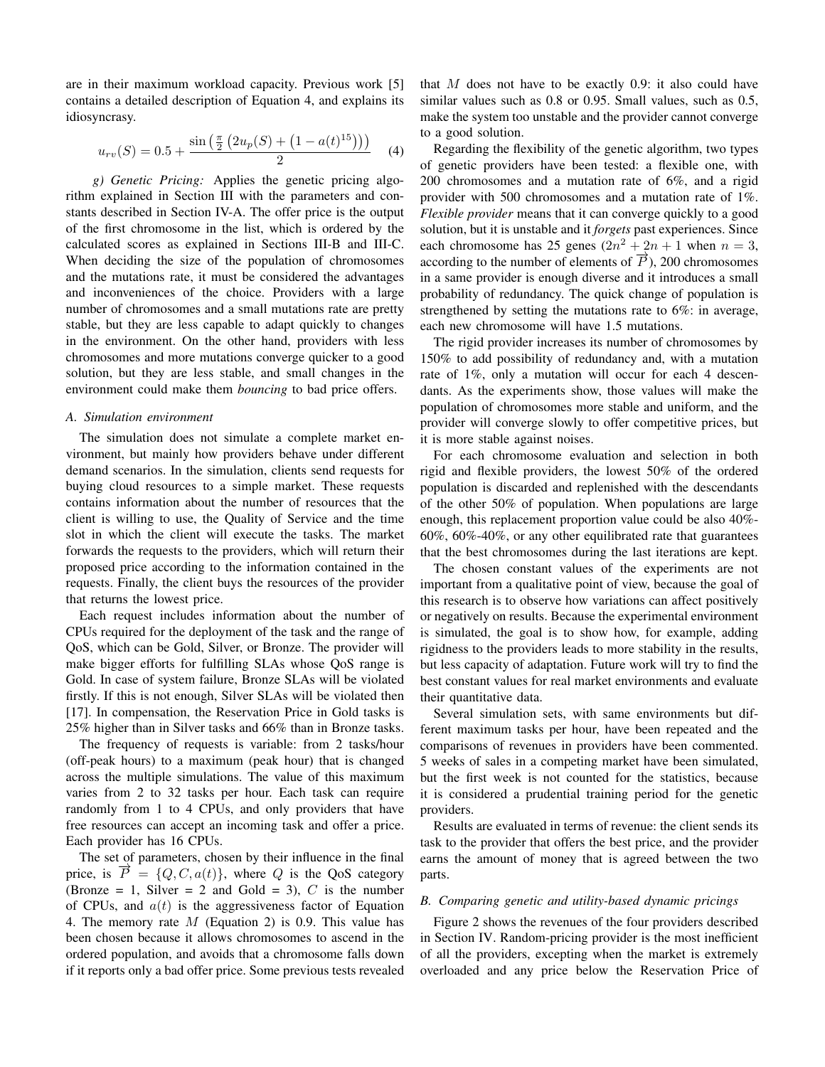are in their maximum workload capacity. Previous work [5] contains a detailed description of Equation 4, and explains its idiosyncrasy.

$$u_{rv}(S) = 0.5 + \frac{\sin\left(\frac{\pi}{2}\left(2u_p(S) + \left(1 - a(t)^{15}\right)\right)\right)}{2} \quad (4)$$

*g) Genetic Pricing:* Applies the genetic pricing algorithm explained in Section III with the parameters and constants described in Section IV-A. The offer price is the output of the first chromosome in the list, which is ordered by the calculated scores as explained in Sections III-B and III-C. When deciding the size of the population of chromosomes and the mutations rate, it must be considered the advantages and inconveniences of the choice. Providers with a large number of chromosomes and a small mutations rate are pretty stable, but they are less capable to adapt quickly to changes in the environment. On the other hand, providers with less chromosomes and more mutations converge quicker to a good solution, but they are less stable, and small changes in the environment could make them *bouncing* to bad price offers.

### A. Simulation environment

The simulation does not simulate a complete market environment, but mainly how providers behave under different demand scenarios. In the simulation, clients send requests for buying cloud resources to a simple market. These requests contains information about the number of resources that the client is willing to use, the Quality of Service and the time slot in which the client will execute the tasks. The market forwards the requests to the providers, which will return their proposed price according to the information contained in the requests. Finally, the client buys the resources of the provider that returns the lowest price.

Each request includes information about the number of CPUs required for the deployment of the task and the range of QoS, which can be Gold, Silver, or Bronze. The provider will make bigger efforts for fulfilling SLAs whose QoS range is Gold. In case of system failure, Bronze SLAs will be violated firstly. If this is not enough, Silver SLAs will be violated then [17]. In compensation, the Reservation Price in Gold tasks is 25% higher than in Silver tasks and 66% than in Bronze tasks.

The frequency of requests is variable: from 2 tasks/hour (off-peak hours) to a maximum (peak hour) that is changed across the multiple simulations. The value of this maximum varies from 2 to 32 tasks per hour. Each task can require randomly from 1 to 4 CPUs, and only providers that have free resources can accept an incoming task and offer a price. Each provider has 16 CPUs.

The set of parameters, chosen by their influence in the final price, is $\overrightarrow{P} = \{Q, C, a(t)\}$, where $Q$ is the QoS category (Bronze = 1, Silver = 2 and Gold = 3), $C$ is the number of CPUs, and $a(t)$ is the aggressiveness factor of Equation 4. The memory rate $M$ (Equation 2) is 0.9. This value has been chosen because it allows chromosomes to ascend in the ordered population, and avoids that a chromosome falls down if it reports only a bad offer price. Some previous tests revealed that $M$ does not have to be exactly 0.9: it also could have similar values such as 0.8 or 0.95. Small values, such as 0.5, make the system too unstable and the provider cannot converge to a good solution.

Regarding the flexibility of the genetic algorithm, two types of genetic providers have been tested: a flexible one, with 200 chromosomes and a mutation rate of 6%, and a rigid provider with 500 chromosomes and a mutation rate of 1%. *Flexible provider* means that it can converge quickly to a good solution, but it is unstable and it *forgets* past experiences. Since each chromosome has 25 genes ($2n^2 + 2n + 1$ when $n = 3$, according to the number of elements of $\overrightarrow{P}$), 200 chromosomes in a same provider is enough diverse and it introduces a small probability of redundancy. The quick change of population is strengthened by setting the mutations rate to 6%: in average, each new chromosome will have 1.5 mutations.

The rigid provider increases its number of chromosomes by 150% to add possibility of redundancy and, with a mutation rate of 1%, only a mutation will occur for each 4 descendants. As the experiments show, those values will make the population of chromosomes more stable and uniform, and the provider will converge slowly to offer competitive prices, but it is more stable against noises.

For each chromosome evaluation and selection in both rigid and flexible providers, the lowest 50% of the ordered population is discarded and replenished with the descendants of the other 50% of population. When populations are large enough, this replacement proportion value could be also 40%-60%, 60%-40%, or any other equilibrated rate that guarantees that the best chromosomes during the last iterations are kept.

The chosen constant values of the experiments are not important from a qualitative point of view, because the goal of this research is to observe how variations can affect positively or negatively on results. Because the experimental environment is simulated, the goal is to show how, for example, adding rigidness to the providers leads to more stability in the results, but less capacity of adaptation. Future work will try to find the best constant values for real market environments and evaluate their quantitative data.

Several simulation sets, with same environments but different maximum tasks per hour, have been repeated and the comparisons of revenues in providers have been commented. 5 weeks of sales in a competing market have been simulated, but the first week is not counted for the statistics, because it is considered a prudential training period for the genetic providers.

Results are evaluated in terms of revenue: the client sends its task to the provider that offers the best price, and the provider earns the amount of money that is agreed between the two parts.

### B. Comparing genetic and utility-based dynamic pricings

Figure 2 shows the revenues of the four providers described in Section IV. Random-pricing provider is the most inefficient of all the providers, excepting when the market is extremely overloaded and any price below the Reservation Price of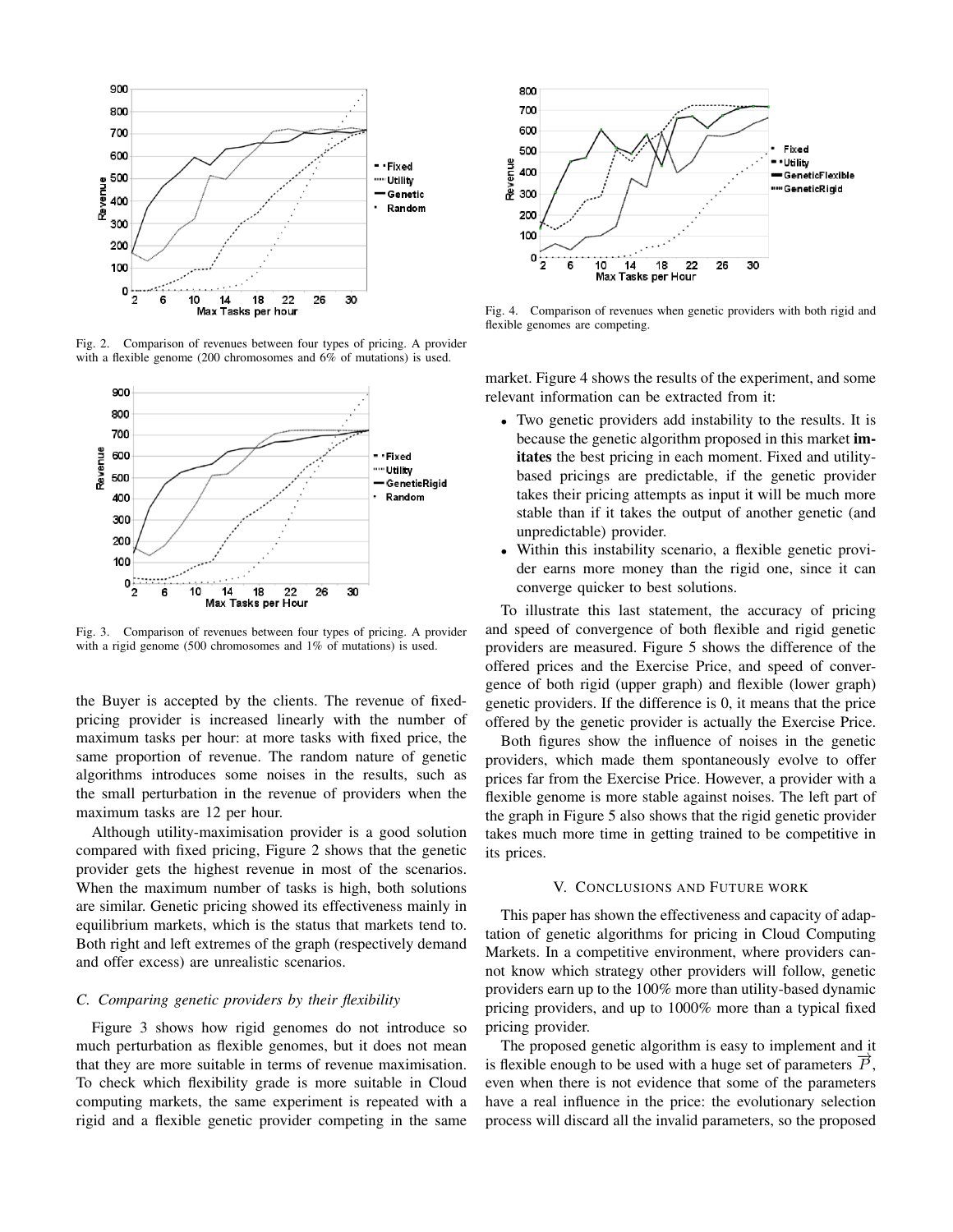Fig. 2. Comparison of revenues between four types of pricing. A provider with a flexible genome (200 chromosomes and 6% of mutations) is used.

Fig. 3. Comparison of revenues between four types of pricing. A provider with a rigid genome (500 chromosomes and 1% of mutations) is used.

the Buyer is accepted by the clients. The revenue of fixed-pricing provider is increased linearly with the number of maximum tasks per hour: at more tasks with fixed price, the same proportion of revenue. The random nature of genetic algorithms introduces some noises in the results, such as the small perturbation in the revenue of providers when the maximum tasks are 12 per hour.

Although utility-maximisation provider is a good solution compared with fixed pricing, Figure 2 shows that the genetic provider gets the highest revenue in most of the scenarios. When the maximum number of tasks is high, both solutions are similar. Genetic pricing showed its effectiveness mainly in equilibrium markets, which is the status that markets tend to. Both right and left extremes of the graph (respectively demand and offer excess) are unrealistic scenarios.

### C. Comparing genetic providers by their flexibility

Figure 3 shows how rigid genomes do not introduce so much perturbation as flexible genomes, but it does not mean that they are more suitable in terms of revenue maximisation. To check which flexibility grade is more suitable in Cloud computing markets, the same experiment is repeated with a rigid and a flexible genetic provider competing in the same market. Figure 4 shows the results of the experiment, and some relevant information can be extracted from it:

- Two genetic providers add instability to the results. It is because the genetic algorithm proposed in this market **imitates** the best pricing in each moment. Fixed and utility-based pricings are predictable, if the genetic provider takes their pricing attempts as input it will be much more stable than if it takes the output of another genetic (and unpredictable) provider.
- Within this instability scenario, a flexible genetic provider earns more money than the rigid one, since it can converge quicker to best solutions.

Fig. 4. Comparison of revenues when genetic providers with both rigid and flexible genomes are competing.

To illustrate this last statement, the accuracy of pricing and speed of convergence of both flexible and rigid genetic providers are measured. Figure 5 shows the difference of the offered prices and the Exercise Price, and speed of convergence of both rigid (upper graph) and flexible (lower graph) genetic providers. If the difference is 0, it means that the price offered by the genetic provider is actually the Exercise Price.

Both figures show the influence of noises in the genetic providers, which made them spontaneously evolve to offer prices far from the Exercise Price. However, a provider with a flexible genome is more stable against noises. The left part of the graph in Figure 5 also shows that the rigid genetic provider takes much more time in getting trained to be competitive in its prices.

## V. Conclusions and Future work

This paper has shown the effectiveness and capacity of adaptation of genetic algorithms for pricing in Cloud Computing Markets. In a competitive environment, where providers cannot know which strategy other providers will follow, genetic providers earn up to the 100% more than utility-based dynamic pricing providers, and up to 1000% more than a typical fixed pricing provider.

The proposed genetic algorithm is easy to implement and it is flexible enough to be used with a huge set of parameters $\overrightarrow{P}$, even when there is not evidence that some of the parameters have a real influence in the price: the evolutionary selection process will discard all the invalid parameters, so the proposed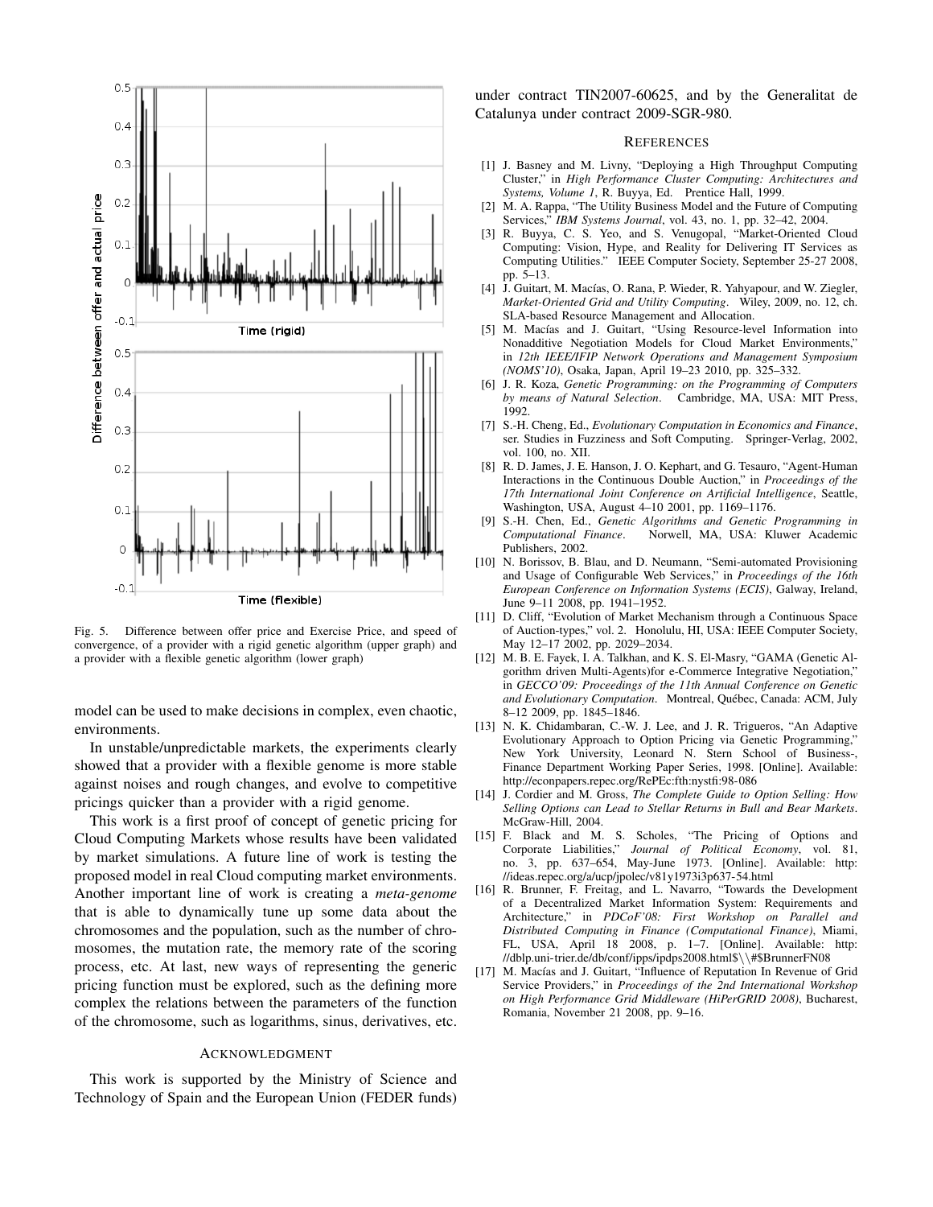0.5
0.4
0.3
0.2
0.1
0
-0.1
Time (rigid)
0.5
0.4
0.3
0.2
0.1
0
-0.1
Time (flexible)
Difference between offer and actual price

Fig. 5. Difference between offer price and Exercise Price, and speed of convergence, of a provider with a rigid genetic algorithm (upper graph) and a provider with a flexible genetic algorithm (lower graph)

model can be used to make decisions in complex, even chaotic, environments.

In unstable/unpredictable markets, the experiments clearly showed that a provider with a flexible genome is more stable against noises and rough changes, and evolve to competitive pricings quicker than a provider with a rigid genome.

This work is a first proof of concept of genetic pricing for Cloud Computing Markets whose results have been validated by market simulations. A future line of work is testing the proposed model in real Cloud computing market environments. Another important line of work is creating a *meta-genome* that is able to dynamically tune up some data about the chromosomes and the population, such as the number of chromosomes, the mutation rate, the memory rate of the scoring process, etc. At last, new ways of representing the generic pricing function must be explored, such as the defining more complex the relations between the parameters of the function of the chromosome, such as logarithms, sinus, derivatives, etc.

## Acknowledgment

This work is supported by the Ministry of Science and Technology of Spain and the European Union (FEDER funds) under contract TIN2007-60625, and by the Generalitat de Catalunya under contract 2009-SGR-980.

## References

[1] J. Basney and M. Livny, "Deploying a High Throughput Computing Cluster," in *High Performance Cluster Computing: Architectures and Systems, Volume 1*, R. Buyya, Ed. Prentice Hall, 1999.

[2] M. A. Rappa, "The Utility Business Model and the Future of Computing Services," *IBM Systems Journal*, vol. 43, no. 1, pp. 32–42, 2004.

[3] R. Buyya, C. S. Yeo, and S. Venugopal, "Market-Oriented Cloud Computing: Vision, Hype, and Reality for Delivering IT Services as Computing Utilities." IEEE Computer Society, September 25-27 2008, pp. 5–13.

[4] J. Guitart, M. Macías, O. Rana, P. Wieder, R. Yahyapour, and W. Ziegler, *Market-Oriented Grid and Utility Computing*. Wiley, 2009, no. 12, ch. SLA-based Resource Management and Allocation.

[5] M. Macías and J. Guitart, "Using Resource-level Information into Nonadditive Negotiation Models for Cloud Market Environments," in *12th IEEE/IFIP Network Operations and Management Symposium (NOMS'10)*, Osaka, Japan, April 19–23 2010, pp. 325–332.

[6] J. R. Koza, *Genetic Programming: on the Programming of Computers by means of Natural Selection*. Cambridge, MA, USA: MIT Press, 1992.

[7] S.-H. Cheng, Ed., *Evolutionary Computation in Economics and Finance*, ser. Studies in Fuzziness and Soft Computing. Springer-Verlag, 2002, vol. 100, no. XII.

[8] R. D. James, J. E. Hanson, J. O. Kephart, and G. Tesauro, "Agent-Human Interactions in the Continuous Double Auction," in *Proceedings of the 17th International Joint Conference on Artificial Intelligence*, Seattle, Washington, USA, August 4–10 2001, pp. 1169–1176.

[9] S.-H. Chen, Ed., *Genetic Algorithms and Genetic Programming in Computational Finance*. Norwell, MA, USA: Kluwer Academic Publishers, 2002.

[10] N. Borissov, B. Blau, and D. Neumann, "Semi-automated Provisioning and Usage of Configurable Web Services," in *Proceedings of the 16th European Conference on Information Systems (ECIS)*, Galway, Ireland, June 9–11 2008, pp. 1941–1952.

[11] D. Cliff, "Evolution of Market Mechanism through a Continuous Space of Auction-types," vol. 2. Honolulu, HI, USA: IEEE Computer Society, May 12–17 2002, pp. 2029–2034.

[12] M. B. E. Fayek, I. A. Talkhan, and K. S. El-Masry, "GAMA (Genetic Algorithm driven Multi-Agents)for e-Commerce Integrative Negotiation," in *GECCO'09: Proceedings of the 11th Annual Conference on Genetic and Evolutionary Computation*. Montreal, Québec, Canada: ACM, July 8–12 2009, pp. 1845–1846.

[13] N. K. Chidambaran, C.-W. J. Lee, and J. R. Trigueros, "An Adaptive Evolutionary Approach to Option Pricing via Genetic Programming," New York University, Leonard N. Stern School of Business-, Finance Department Working Paper Series, 1998. [Online]. Available: http://econpapers.repec.org/RePEc:fth:nystfi:98-086

[14] J. Cordier and M. Gross, *The Complete Guide to Option Selling: How Selling Options can Lead to Stellar Returns in Bull and Bear Markets*. McGraw-Hill, 2004.

[15] F. Black and M. S. Scholes, "The Pricing of Options and Corporate Liabilities," *Journal of Political Economy*, vol. 81, no. 3, pp. 637–654, May-June 1973. [Online]. Available: http://ideas.repec.org/a/ucp/jpolec/v81y1973i3p637-54.html

[16] R. Brunner, F. Freitag, and L. Navarro, "Towards the Development of a Decentralized Market Information System: Requirements and Architecture," in *PDCoF'08: First Workshop on Parallel and Distributed Computing in Finance (Computational Finance)*, Miami, FL, USA, April 18 2008, p. 1–7. [Online]. Available: http://dblp.uni-trier.de/db/conf/ipps/ipdps2008.html$\\#$BrunnerFN08

[17] M. Macías and J. Guitart, "Influence of Reputation In Revenue of Grid Service Providers," in *Proceedings of the 2nd International Workshop on High Performance Grid Middleware (HiPerGRID 2008)*, Bucharest, Romania, November 21 2008, pp. 9–16.